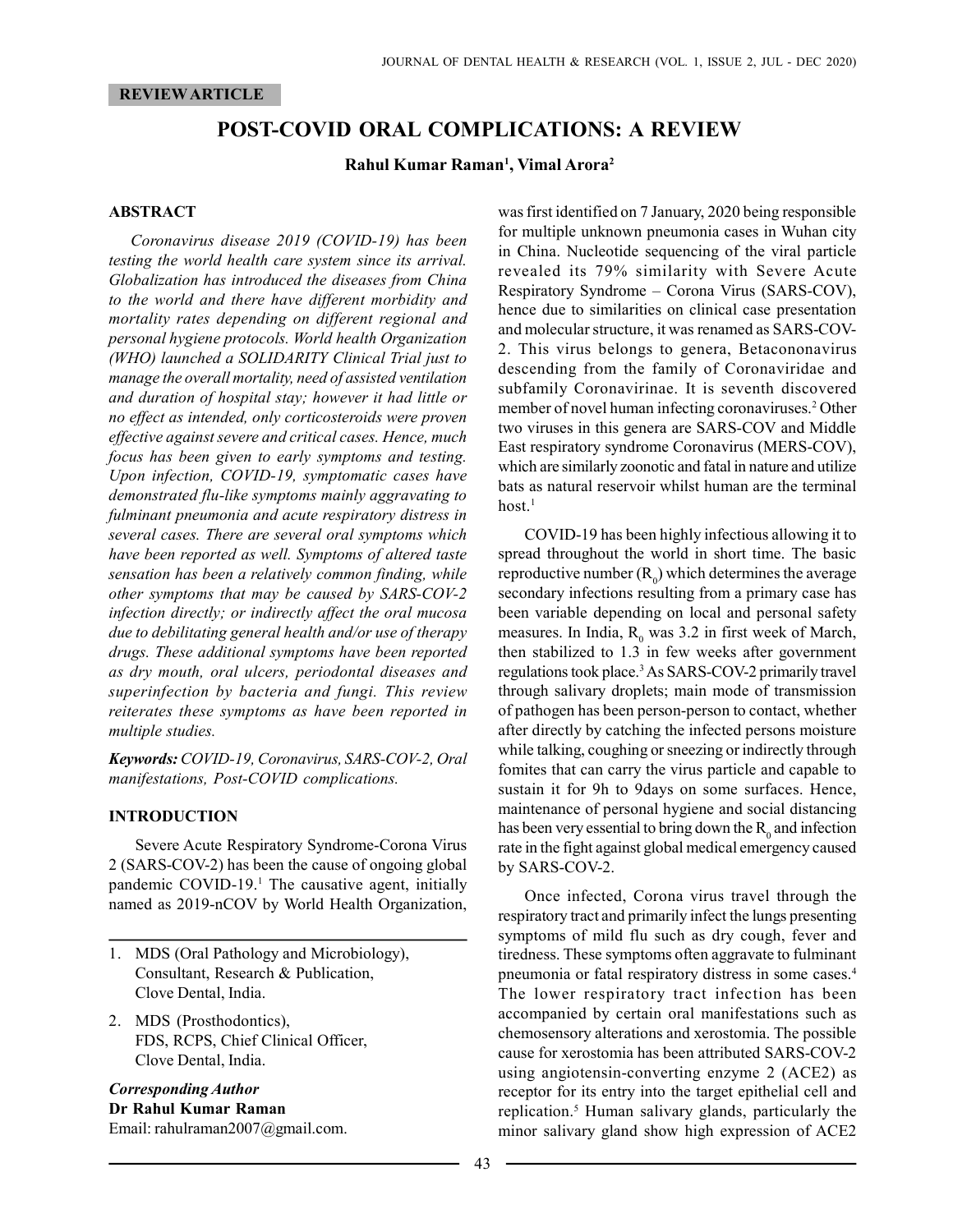REVIEW ARTICLE

# POST-COVID ORAL COMPLICATIONS: A REVIEW

**Rahul Kumar Raman[1], Vimal Arora[2]**

## ABSTRACT

*Coronavirus disease 2019 (COVID-19) has been testing the world health care system since its arrival. Globalization has introduced the diseases from China to the world and there have different morbidity and mortality rates depending on different regional and personal hygiene protocols. World health Organization (WHO) launched a SOLIDARITY Clinical Trial just to manage the overall mortality, need of assisted ventilation and duration of hospital stay; however it had little or no effect as intended, only corticosteroids were proven effective against severe and critical cases. Hence, much focus has been given to early symptoms and testing. Upon infection, COVID-19, symptomatic cases have demonstrated flu-like symptoms mainly aggravating to fulminant pneumonia and acute respiratory distress in several cases. There are several oral symptoms which have been reported as well. Symptoms of altered taste sensation has been a relatively common finding, while other symptoms that may be caused by SARS-COV-2 infection directly; or indirectly affect the oral mucosa due to debilitating general health and/or use of therapy drugs. These additional symptoms have been reported as dry mouth, oral ulcers, periodontal diseases and superinfection by bacteria and fungi. This review reiterates these symptoms as have been reported in multiple studies.*

***Keywords:*** *COVID-19, Coronavirus, SARS-COV-2, Oral manifestations, Post-COVID complications.*

## INTRODUCTION

Severe Acute Respiratory Syndrome-Corona Virus 2 (SARS-COV-2) has been the cause of ongoing global pandemic COVID-19.[1] The causative agent, initially named as 2019-nCOV by World Health Organization, was first identified on 7 January, 2020 being responsible for multiple unknown pneumonia cases in Wuhan city in China. Nucleotide sequencing of the viral particle revealed its 79% similarity with Severe Acute Respiratory Syndrome – Corona Virus (SARS-COV), hence due to similarities on clinical case presentation and molecular structure, it was renamed as SARS-COV-2. This virus belongs to genera, Betacononavirus descending from the family of Coronaviridae and subfamily Coronavirinae. It is seventh discovered member of novel human infecting coronaviruses.[2] Other two viruses in this genera are SARS-COV and Middle East respiratory syndrome Coronavirus (MERS-COV), which are similarly zoonotic and fatal in nature and utilize bats as natural reservoir whilst human are the terminal host.[1]

COVID-19 has been highly infectious allowing it to spread throughout the world in short time. The basic reproductive number ($R_0$) which determines the average secondary infections resulting from a primary case has been variable depending on local and personal safety measures. In India, $R_0$ was 3.2 in first week of March, then stabilized to 1.3 in few weeks after government regulations took place.[3] As SARS-COV-2 primarily travel through salivary droplets; main mode of transmission of pathogen has been person-person to contact, whether after directly by catching the infected persons moisture while talking, coughing or sneezing or indirectly through fomites that can carry the virus particle and capable to sustain it for 9h to 9days on some surfaces. Hence, maintenance of personal hygiene and social distancing has been very essential to bring down the $R_0$ and infection rate in the fight against global medical emergency caused by SARS-COV-2.

Once infected, Corona virus travel through the respiratory tract and primarily infect the lungs presenting symptoms of mild flu such as dry cough, fever and tiredness. These symptoms often aggravate to fulminant pneumonia or fatal respiratory distress in some cases.[4] The lower respiratory tract infection has been accompanied by certain oral manifestations such as chemosensory alterations and xerostomia. The possible cause for xerostomia has been attributed SARS-COV-2 using angiotensin-converting enzyme 2 (ACE2) as receptor for its entry into the target epithelial cell and replication.[5] Human salivary glands, particularly the minor salivary gland show high expression of ACE2

---

1. MDS (Oral Pathology and Microbiology), Consultant, Research & Publication, Clove Dental, India.
2. MDS (Prosthodontics), FDS, RCPS, Chief Clinical Officer, Clove Dental, India.

***Corresponding Author***
**Dr Rahul Kumar Raman**
Email: rahulraman2007@gmail.com.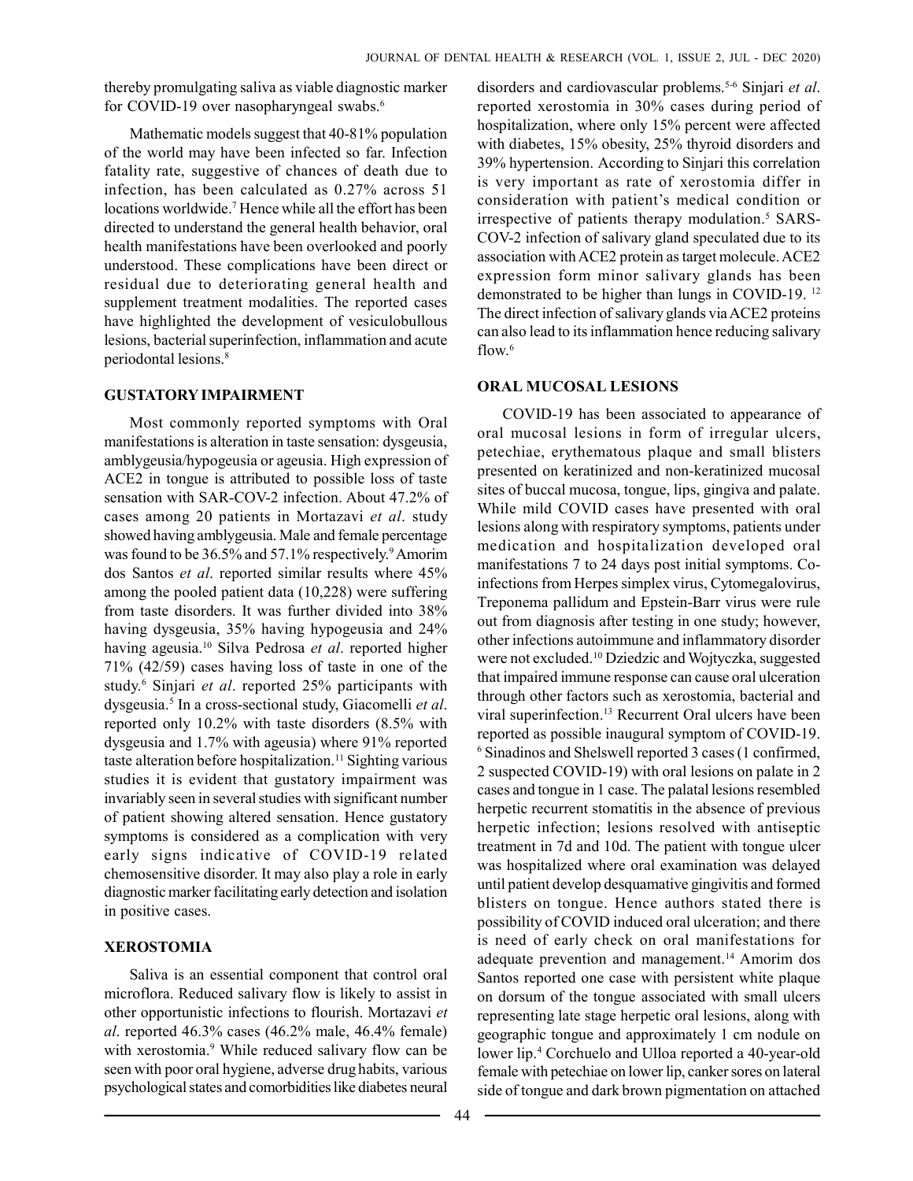thereby promulgating saliva as viable diagnostic marker for COVID-19 over nasopharyngeal swabs.[6]

Mathematic models suggest that 40-81% population of the world may have been infected so far. Infection fatality rate, suggestive of chances of death due to infection, has been calculated as 0.27% across 51 locations worldwide.[7] Hence while all the effort has been directed to understand the general health behavior, oral health manifestations have been overlooked and poorly understood. These complications have been direct or residual due to deteriorating general health and supplement treatment modalities. The reported cases have highlighted the development of vesiculobullous lesions, bacterial superinfection, inflammation and acute periodontal lesions.[8]

## GUSTATORY IMPAIRMENT

Most commonly reported symptoms with Oral manifestations is alteration in taste sensation: dysgeusia, amblygeusia/hypogeusia or ageusia. High expression of ACE2 in tongue is attributed to possible loss of taste sensation with SAR-COV-2 infection. About 47.2% of cases among 20 patients in Mortazavi *et al*. study showed having amblygeusia. Male and female percentage was found to be 36.5% and 57.1% respectively.[9] Amorim dos Santos *et al*. reported similar results where 45% among the pooled patient data (10,228) were suffering from taste disorders. It was further divided into 38% having dysgeusia, 35% having hypogeusia and 24% having ageusia.[10] Silva Pedrosa *et al*. reported higher 71% (42/59) cases having loss of taste in one of the study.[6] Sinjari *et al*. reported 25% participants with dysgeusia.[5] In a cross-sectional study, Giacomelli *et al*. reported only 10.2% with taste disorders (8.5% with dysgeusia and 1.7% with ageusia) where 91% reported taste alteration before hospitalization.[11] Sighting various studies it is evident that gustatory impairment was invariably seen in several studies with significant number of patient showing altered sensation. Hence gustatory symptoms is considered as a complication with very early signs indicative of COVID-19 related chemosensitive disorder. It may also play a role in early diagnostic marker facilitating early detection and isolation in positive cases.

## XEROSTOMIA

Saliva is an essential component that control oral microflora. Reduced salivary flow is likely to assist in other opportunistic infections to flourish. Mortazavi *et al*. reported 46.3% cases (46.2% male, 46.4% female) with xerostomia.[9] While reduced salivary flow can be seen with poor oral hygiene, adverse drug habits, various psychological states and comorbidities like diabetes neural disorders and cardiovascular problems.[5-6] Sinjari *et al*. reported xerostomia in 30% cases during period of hospitalization, where only 15% percent were affected with diabetes, 15% obesity, 25% thyroid disorders and 39% hypertension. According to Sinjari this correlation is very important as rate of xerostomia differ in consideration with patient's medical condition or irrespective of patients therapy modulation.[5] SARS-COV-2 infection of salivary gland speculated due to its association with ACE2 protein as target molecule. ACE2 expression form minor salivary glands has been demonstrated to be higher than lungs in COVID-19.[12] The direct infection of salivary glands via ACE2 proteins can also lead to its inflammation hence reducing salivary flow.[6]

## ORAL MUCOSAL LESIONS

COVID-19 has been associated to appearance of oral mucosal lesions in form of irregular ulcers, petechiae, erythematous plaque and small blisters presented on keratinized and non-keratinized mucosal sites of buccal mucosa, tongue, lips, gingiva and palate. While mild COVID cases have presented with oral lesions along with respiratory symptoms, patients under medication and hospitalization developed oral manifestations 7 to 24 days post initial symptoms. Co-infections from Herpes simplex virus, Cytomegalovirus, Treponema pallidum and Epstein-Barr virus were rule out from diagnosis after testing in one study; however, other infections autoimmune and inflammatory disorder were not excluded.[10] Dziedzic and Wojtyczka, suggested that impaired immune response can cause oral ulceration through other factors such as xerostomia, bacterial and viral superinfection.[13] Recurrent Oral ulcers have been reported as possible inaugural symptom of COVID-19.[6] Sinadinos and Shelswell reported 3 cases (1 confirmed, 2 suspected COVID-19) with oral lesions on palate in 2 cases and tongue in 1 case. The palatal lesions resembled herpetic recurrent stomatitis in the absence of previous herpetic infection; lesions resolved with antiseptic treatment in 7d and 10d. The patient with tongue ulcer was hospitalized where oral examination was delayed until patient develop desquamative gingivitis and formed blisters on tongue. Hence authors stated there is possibility of COVID induced oral ulceration; and there is need of early check on oral manifestations for adequate prevention and management.[14] Amorim dos Santos reported one case with persistent white plaque on dorsum of the tongue associated with small ulcers representing late stage herpetic oral lesions, along with geographic tongue and approximately 1 cm nodule on lower lip.[4] Corchuelo and Ulloa reported a 40-year-old female with petechiae on lower lip, canker sores on lateral side of tongue and dark brown pigmentation on attached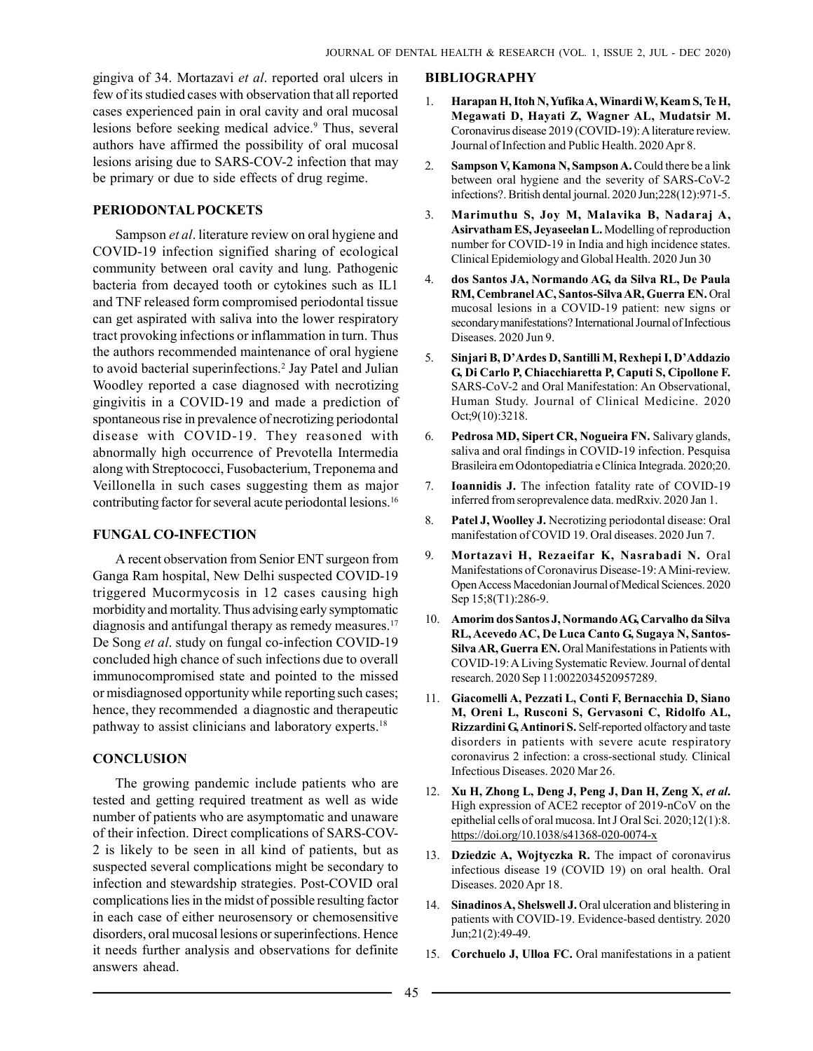gingiva of 34. Mortazavi *et al*. reported oral ulcers in few of its studied cases with observation that all reported cases experienced pain in oral cavity and oral mucosal lesions before seeking medical advice.[9] Thus, several authors have affirmed the possibility of oral mucosal lesions arising due to SARS-COV-2 infection that may be primary or due to side effects of drug regime.

## PERIODONTAL POCKETS

Sampson *et al*. literature review on oral hygiene and COVID-19 infection signified sharing of ecological community between oral cavity and lung. Pathogenic bacteria from decayed tooth or cytokines such as IL1 and TNF released form compromised periodontal tissue can get aspirated with saliva into the lower respiratory tract provoking infections or inflammation in turn. Thus the authors recommended maintenance of oral hygiene to avoid bacterial superinfections.[2] Jay Patel and Julian Woodley reported a case diagnosed with necrotizing gingivitis in a COVID-19 and made a prediction of spontaneous rise in prevalence of necrotizing periodontal disease with COVID-19. They reasoned with abnormally high occurrence of Prevotella Intermedia along with Streptococci, Fusobacterium, Treponema and Veillonella in such cases suggesting them as major contributing factor for several acute periodontal lesions.[16]

## FUNGAL CO-INFECTION

A recent observation from Senior ENT surgeon from Ganga Ram hospital, New Delhi suspected COVID-19 triggered Mucormycosis in 12 cases causing high morbidity and mortality. Thus advising early symptomatic diagnosis and antifungal therapy as remedy measures.[17] De Song *et al*. study on fungal co-infection COVID-19 concluded high chance of such infections due to overall immunocompromised state and pointed to the missed or misdiagnosed opportunity while reporting such cases; hence, they recommended a diagnostic and therapeutic pathway to assist clinicians and laboratory experts.[18]

## CONCLUSION

The growing pandemic include patients who are tested and getting required treatment as well as wide number of patients who are asymptomatic and unaware of their infection. Direct complications of SARS-COV-2 is likely to be seen in all kind of patients, but as suspected several complications might be secondary to infection and stewardship strategies. Post-COVID oral complications lies in the midst of possible resulting factor in each case of either neurosensory or chemosensitive disorders, oral mucosal lesions or superinfections. Hence it needs further analysis and observations for definite answers ahead.

## BIBLIOGRAPHY

1. **Harapan H, Itoh N, Yufika A, Winardi W, Keam S, Te H, Megawati D, Hayati Z, Wagner AL, Mudatsir M.** Coronavirus disease 2019 (COVID-19): A literature review. Journal of Infection and Public Health. 2020 Apr 8.
2. **Sampson V, Kamona N, Sampson A.** Could there be a link between oral hygiene and the severity of SARS-CoV-2 infections?. British dental journal. 2020 Jun;228(12):971-5.
3. **Marimuthu S, Joy M, Malavika B, Nadaraj A, Asirvatham ES, Jeyaseelan L.** Modelling of reproduction number for COVID-19 in India and high incidence states. Clinical Epidemiology and Global Health. 2020 Jun 30
4. **dos Santos JA, Normando AG, da Silva RL, De Paula RM, Cembranel AC, Santos-Silva AR, Guerra EN.** Oral mucosal lesions in a COVID-19 patient: new signs or secondary manifestations? International Journal of Infectious Diseases. 2020 Jun 9.
5. **Sinjari B, D'Ardes D, Santilli M, Rexhepi I, D'Addazio G, Di Carlo P, Chiacchiaretta P, Caputi S, Cipollone F.** SARS-CoV-2 and Oral Manifestation: An Observational, Human Study. Journal of Clinical Medicine. 2020 Oct;9(10):3218.
6. **Pedrosa MD, Sipert CR, Nogueira FN.** Salivary glands, saliva and oral findings in COVID-19 infection. Pesquisa Brasileira em Odontopediatria e Clínica Integrada. 2020;20.
7. **Ioannidis J.** The infection fatality rate of COVID-19 inferred from seroprevalence data. medRxiv. 2020 Jan 1.
8. **Patel J, Woolley J.** Necrotizing periodontal disease: Oral manifestation of COVID 19. Oral diseases. 2020 Jun 7.
9. **Mortazavi H, Rezaeifar K, Nasrabadi N.** Oral Manifestations of Coronavirus Disease-19: A Mini-review. Open Access Macedonian Journal of Medical Sciences. 2020 Sep 15;8(T1):286-9.
10. **Amorim dos Santos J, Normando AG, Carvalho da Silva RL, Acevedo AC, De Luca Canto G, Sugaya N, Santos-Silva AR, Guerra EN.** Oral Manifestations in Patients with COVID-19: A Living Systematic Review. Journal of dental research. 2020 Sep 11:0022034520957289.
11. **Giacomelli A, Pezzati L, Conti F, Bernacchia D, Siano M, Oreni L, Rusconi S, Gervasoni C, Ridolfo AL, Rizzardini G, Antinori S.** Self-reported olfactory and taste disorders in patients with severe acute respiratory coronavirus 2 infection: a cross-sectional study. Clinical Infectious Diseases. 2020 Mar 26.
12. **Xu H, Zhong L, Deng J, Peng J, Dan H, Zeng X, *et al*.** High expression of ACE2 receptor of 2019-nCoV on the epithelial cells of oral mucosa. Int J Oral Sci. 2020;12(1):8. https://doi.org/10.1038/s41368-020-0074-x
13. **Dziedzic A, Wojtyczka R.** The impact of coronavirus infectious disease 19 (COVID 19) on oral health. Oral Diseases. 2020 Apr 18.
14. **Sinadinos A, Shelswell J.** Oral ulceration and blistering in patients with COVID-19. Evidence-based dentistry. 2020 Jun;21(2):49-49.
15. **Corchuelo J, Ulloa FC.** Oral manifestations in a patient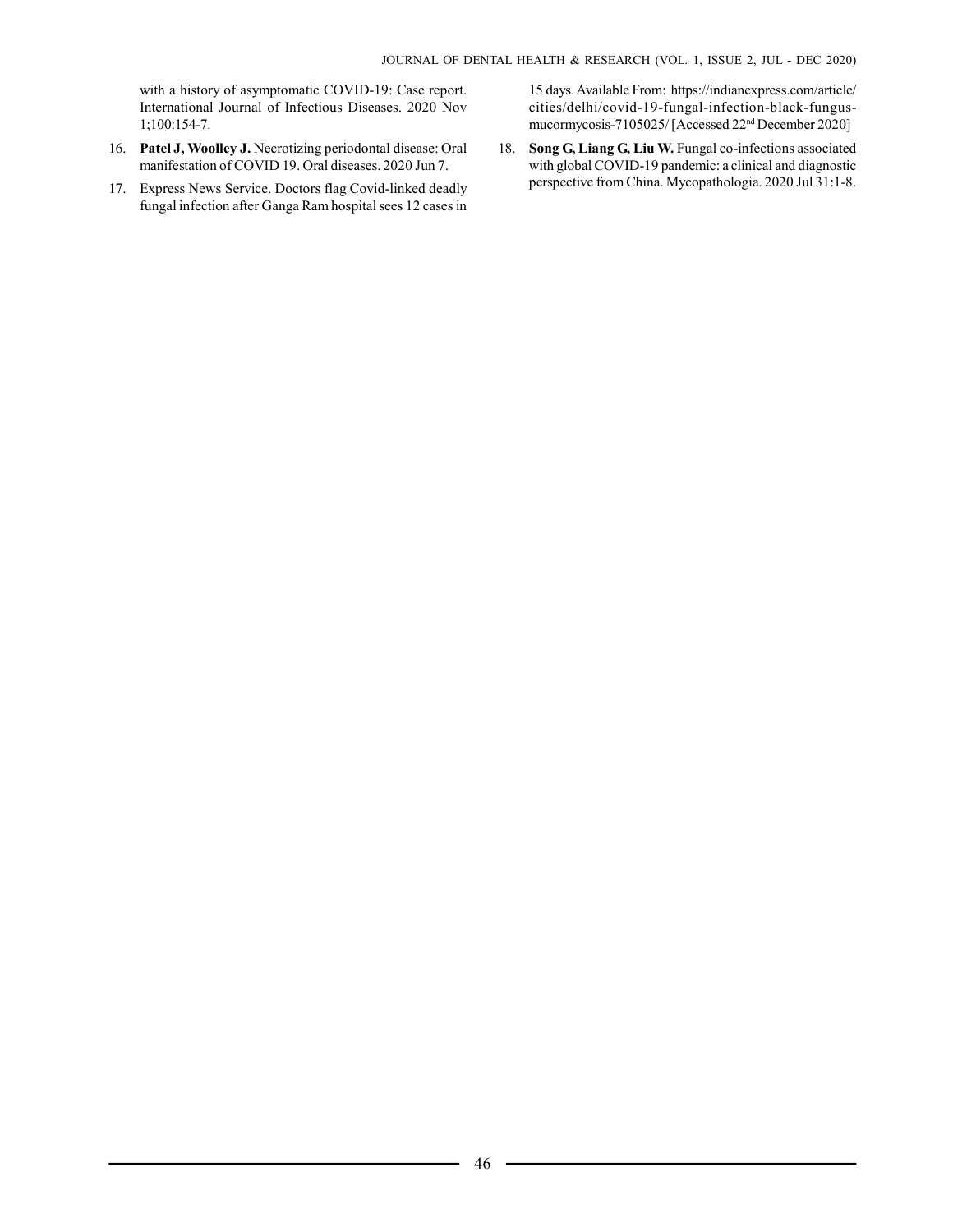with a history of asymptomatic COVID-19: Case report. International Journal of Infectious Diseases. 2020 Nov 1;100:154-7.

16. **Patel J, Woolley J.** Necrotizing periodontal disease: Oral manifestation of COVID 19. Oral diseases. 2020 Jun 7.

17. Express News Service. Doctors flag Covid-linked deadly fungal infection after Ganga Ram hospital sees 12 cases in 15 days. Available From: https://indianexpress.com/article/cities/delhi/covid-19-fungal-infection-black-fungus-mucormycosis-7105025/ [Accessed 22nd December 2020]

18. **Song G, Liang G, Liu W.** Fungal co-infections associated with global COVID-19 pandemic: a clinical and diagnostic perspective from China. Mycopathologia. 2020 Jul 31:1-8.